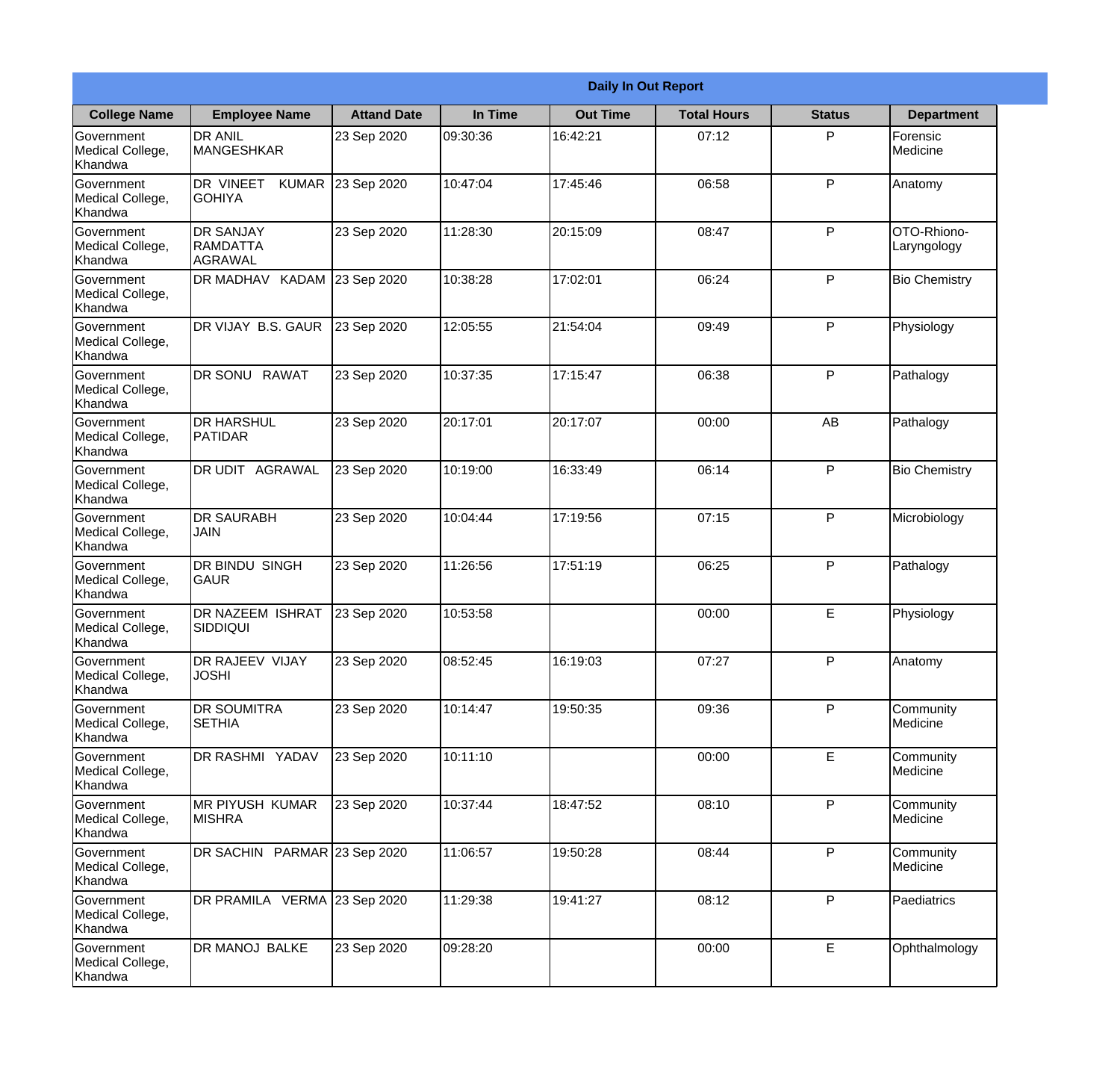| Daily In Out Report | | | | | | | |
|---|---|---|---|---|---|---|---|
| **College Name** | **Employee Name** | **Attand Date** | **In Time** | **Out Time** | **Total Hours** | **Status** | **Department** |
| Government Medical College, Khandwa | DR ANIL MANGESHKAR | 23 Sep 2020 | 09:30:36 | 16:42:21 | 07:12 | P | Forensic Medicine |
| Government Medical College, Khandwa | DR VINEET KUMAR GOHIYA | 23 Sep 2020 | 10:47:04 | 17:45:46 | 06:58 | P | Anatomy |
| Government Medical College, Khandwa | DR SANJAY RAMDATTA AGRAWAL | 23 Sep 2020 | 11:28:30 | 20:15:09 | 08:47 | P | OTO-Rhiono-Laryngology |
| Government Medical College, Khandwa | DR MADHAV KADAM | 23 Sep 2020 | 10:38:28 | 17:02:01 | 06:24 | P | Bio Chemistry |
| Government Medical College, Khandwa | DR VIJAY B.S. GAUR | 23 Sep 2020 | 12:05:55 | 21:54:04 | 09:49 | P | Physiology |
| Government Medical College, Khandwa | DR SONU RAWAT | 23 Sep 2020 | 10:37:35 | 17:15:47 | 06:38 | P | Pathalogy |
| Government Medical College, Khandwa | DR HARSHUL PATIDAR | 23 Sep 2020 | 20:17:01 | 20:17:07 | 00:00 | AB | Pathalogy |
| Government Medical College, Khandwa | DR UDIT AGRAWAL | 23 Sep 2020 | 10:19:00 | 16:33:49 | 06:14 | P | Bio Chemistry |
| Government Medical College, Khandwa | DR SAURABH JAIN | 23 Sep 2020 | 10:04:44 | 17:19:56 | 07:15 | P | Microbiology |
| Government Medical College, Khandwa | DR BINDU SINGH GAUR | 23 Sep 2020 | 11:26:56 | 17:51:19 | 06:25 | P | Pathalogy |
| Government Medical College, Khandwa | DR NAZEEM ISHRAT SIDDIQUI | 23 Sep 2020 | 10:53:58 | | 00:00 | E | Physiology |
| Government Medical College, Khandwa | DR RAJEEV VIJAY JOSHI | 23 Sep 2020 | 08:52:45 | 16:19:03 | 07:27 | P | Anatomy |
| Government Medical College, Khandwa | DR SOUMITRA SETHIA | 23 Sep 2020 | 10:14:47 | 19:50:35 | 09:36 | P | Community Medicine |
| Government Medical College, Khandwa | DR RASHMI YADAV | 23 Sep 2020 | 10:11:10 | | 00:00 | E | Community Medicine |
| Government Medical College, Khandwa | MR PIYUSH KUMAR MISHRA | 23 Sep 2020 | 10:37:44 | 18:47:52 | 08:10 | P | Community Medicine |
| Government Medical College, Khandwa | DR SACHIN PARMAR | 23 Sep 2020 | 11:06:57 | 19:50:28 | 08:44 | P | Community Medicine |
| Government Medical College, Khandwa | DR PRAMILA VERMA | 23 Sep 2020 | 11:29:38 | 19:41:27 | 08:12 | P | Paediatrics |
| Government Medical College, Khandwa | DR MANOJ BALKE | 23 Sep 2020 | 09:28:20 | | 00:00 | E | Ophthalmology |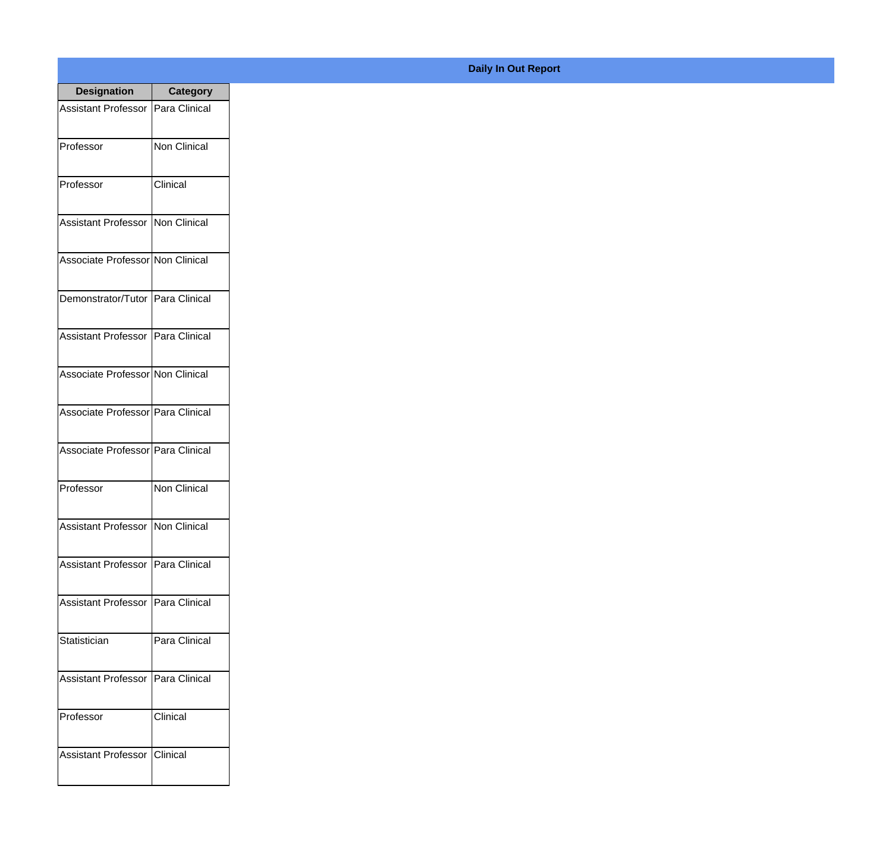**Daily In Out Report**

| Designation | Category |
| --- | --- |
| Assistant Professor | Para Clinical |
| Professor | Non Clinical |
| Professor | Clinical |
| Assistant Professor | Non Clinical |
| Associate Professor | Non Clinical |
| Demonstrator/Tutor | Para Clinical |
| Assistant Professor | Para Clinical |
| Associate Professor | Non Clinical |
| Associate Professor | Para Clinical |
| Associate Professor | Para Clinical |
| Professor | Non Clinical |
| Assistant Professor | Non Clinical |
| Assistant Professor | Para Clinical |
| Assistant Professor | Para Clinical |
| Statistician | Para Clinical |
| Assistant Professor | Para Clinical |
| Professor | Clinical |
| Assistant Professor | Clinical |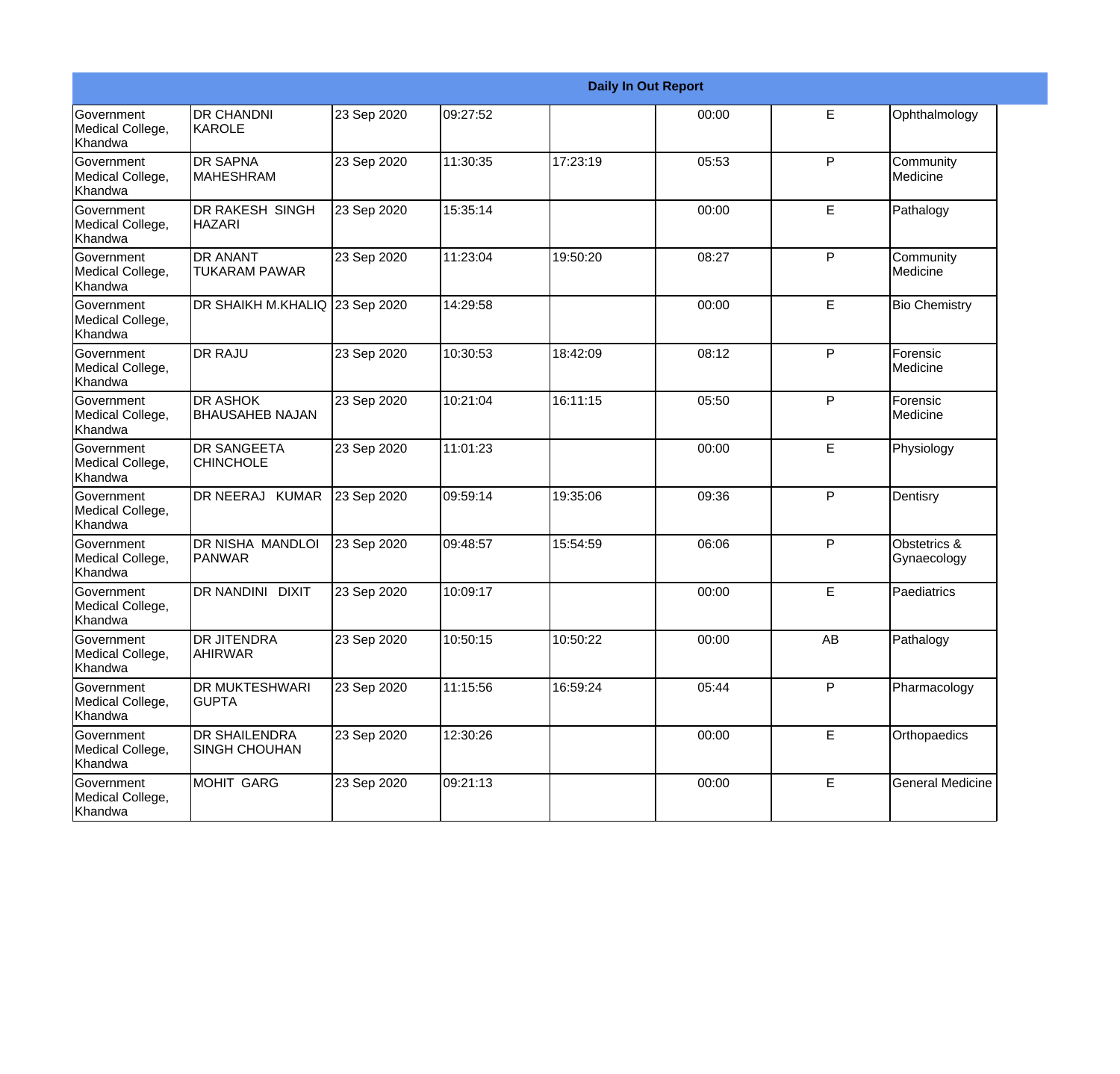| Daily In Out Report | | | | | | | |
|---|---|---|---|---|---|---|---|
| Government Medical College, Khandwa | DR CHANDNI KAROLE | 23 Sep 2020 | 09:27:52 | | 00:00 | E | Ophthalmology |
| Government Medical College, Khandwa | DR SAPNA MAHESHRAM | 23 Sep 2020 | 11:30:35 | 17:23:19 | 05:53 | P | Community Medicine |
| Government Medical College, Khandwa | DR RAKESH SINGH HAZARI | 23 Sep 2020 | 15:35:14 | | 00:00 | E | Pathalogy |
| Government Medical College, Khandwa | DR ANANT TUKARAM PAWAR | 23 Sep 2020 | 11:23:04 | 19:50:20 | 08:27 | P | Community Medicine |
| Government Medical College, Khandwa | DR SHAIKH M.KHALIQ | 23 Sep 2020 | 14:29:58 | | 00:00 | E | Bio Chemistry |
| Government Medical College, Khandwa | DR RAJU | 23 Sep 2020 | 10:30:53 | 18:42:09 | 08:12 | P | Forensic Medicine |
| Government Medical College, Khandwa | DR ASHOK BHAUSAHEB NAJAN | 23 Sep 2020 | 10:21:04 | 16:11:15 | 05:50 | P | Forensic Medicine |
| Government Medical College, Khandwa | DR SANGEETA CHINCHOLE | 23 Sep 2020 | 11:01:23 | | 00:00 | E | Physiology |
| Government Medical College, Khandwa | DR NEERAJ KUMAR | 23 Sep 2020 | 09:59:14 | 19:35:06 | 09:36 | P | Dentisry |
| Government Medical College, Khandwa | DR NISHA MANDLOI PANWAR | 23 Sep 2020 | 09:48:57 | 15:54:59 | 06:06 | P | Obstetrics & Gynaecology |
| Government Medical College, Khandwa | DR NANDINI DIXIT | 23 Sep 2020 | 10:09:17 | | 00:00 | E | Paediatrics |
| Government Medical College, Khandwa | DR JITENDRA AHIRWAR | 23 Sep 2020 | 10:50:15 | 10:50:22 | 00:00 | AB | Pathalogy |
| Government Medical College, Khandwa | DR MUKTESHWARI GUPTA | 23 Sep 2020 | 11:15:56 | 16:59:24 | 05:44 | P | Pharmacology |
| Government Medical College, Khandwa | DR SHAILENDRA SINGH CHOUHAN | 23 Sep 2020 | 12:30:26 | | 00:00 | E | Orthopaedics |
| Government Medical College, Khandwa | MOHIT GARG | 23 Sep 2020 | 09:21:13 | | 00:00 | E | General Medicine |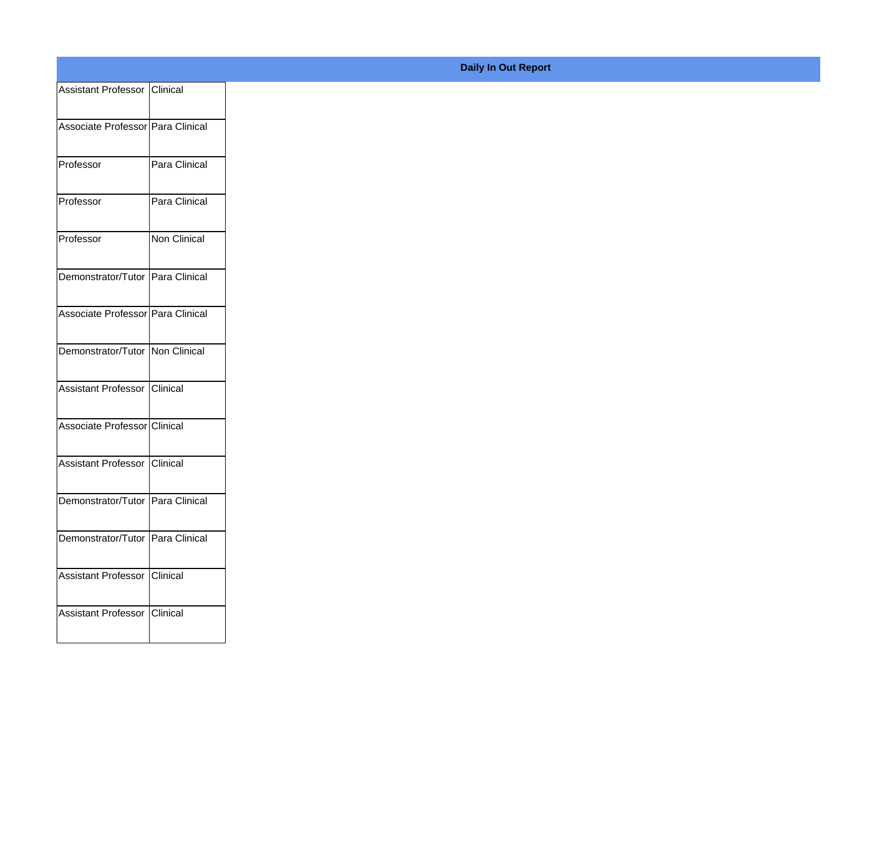**Daily In Out Report**

| | |
|---|---|
| Assistant Professor | Clinical |
| Associate Professor | Para Clinical |
| Professor | Para Clinical |
| Professor | Para Clinical |
| Professor | Non Clinical |
| Demonstrator/Tutor | Para Clinical |
| Associate Professor | Para Clinical |
| Demonstrator/Tutor | Non Clinical |
| Assistant Professor | Clinical |
| Associate Professor | Clinical |
| Assistant Professor | Clinical |
| Demonstrator/Tutor | Para Clinical |
| Demonstrator/Tutor | Para Clinical |
| Assistant Professor | Clinical |
| Assistant Professor | Clinical |